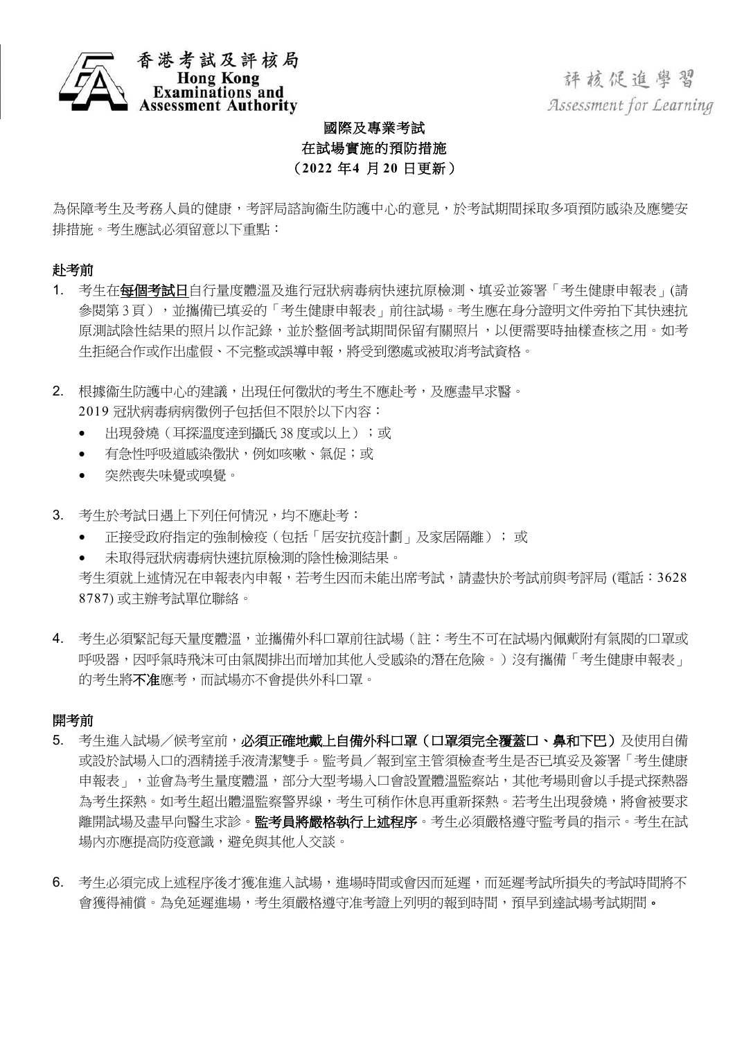香港考試及評核局
Hong Kong Examinations and Assessment Authority

評核促進學習
Assessment for Learning

# 國際及專業考試
# 在試場實施的預防措施
# （2022 年4 月20 日更新）

為保障考生及考務人員的健康，考評局諮詢衞生防護中心的意見，於考試期間採取多項預防感染及應變安排措施。考生應試必須留意以下重點：

## 赴考前

1. 考生在**每個考試日**自行量度體溫及進行冠狀病毒病快速抗原檢測、填妥並簽署「考生健康申報表」(請參閱第 3 頁），並攜備已填妥的「考生健康申報表」前往試場。考生應在身分證明文件旁拍下其快速抗原測試陰性結果的照片以作記錄，並於整個考試期間保留有關照片，以便需要時抽樣查核之用。如考生拒絕合作或作出虛假、不完整或誤導申報，將受到懲處或被取消考試資格。

2. 根據衞生防護中心的建議，出現任何徵狀的考生不應赴考，及應盡早求醫。
   2019 冠狀病毒病病徵例子包括但不限於以下內容：
   - 出現發燒（耳探溫度達到攝氏 38 度或以上）；或
   - 有急性呼吸道感染徵狀，例如咳嗽、氣促；或
   - 突然喪失味覺或嗅覺。

3. 考生於考試日遇上下列任何情況，均不應赴考：
   - 正接受政府指定的強制檢疫（包括「居安抗疫計劃」及家居隔離）； 或
   - 未取得冠狀病毒病快速抗原檢測的陰性檢測結果。

   考生須就上述情況在申報表內申報，若考生因而未能出席考試，請盡快於考試前與考評局 (電話：3628 8787) 或主辦考試單位聯絡。

4. 考生必須緊記每天量度體溫，並攜備外科口罩前往試場（註：考生不可在試場內佩戴附有氣閥的口罩或呼吸器，因呼氣時飛沫可由氣閥排出而增加其他人受感染的潛在危險。）沒有攜備「考生健康申報表」的考生將**不准**應考，而試場亦不會提供外科口罩。

## 開考前

5. 考生進入試場／候考室前，**必須正確地戴上自備外科口罩（口罩須完全覆蓋口、鼻和下巴）**及使用自備或設於試場入口的酒精搓手液清潔雙手。監考員／報到室主管須檢查考生是否已填妥及簽署「考生健康申報表」，並會為考生量度體溫，部分大型考場入口會設置體溫監察站，其他考場則會以手提式探熱器為考生探熱。如考生超出體溫監察警界線，考生可稍作休息再重新探熱。若考生出現發燒，將會被要求離開試場及盡早向醫生求診。**監考員將嚴格執行上述程序**。考生必須嚴格遵守監考員的指示。考生在試場內亦應提高防疫意識，避免與其他人交談。

6. 考生必須完成上述程序後才獲准進入試場，進場時間或會因而延遲，而延遲考試所損失的考試時間將不會獲得補償。為免延遲進場，考生須嚴格遵守准考證上列明的報到時間，預早到達試場考試期間。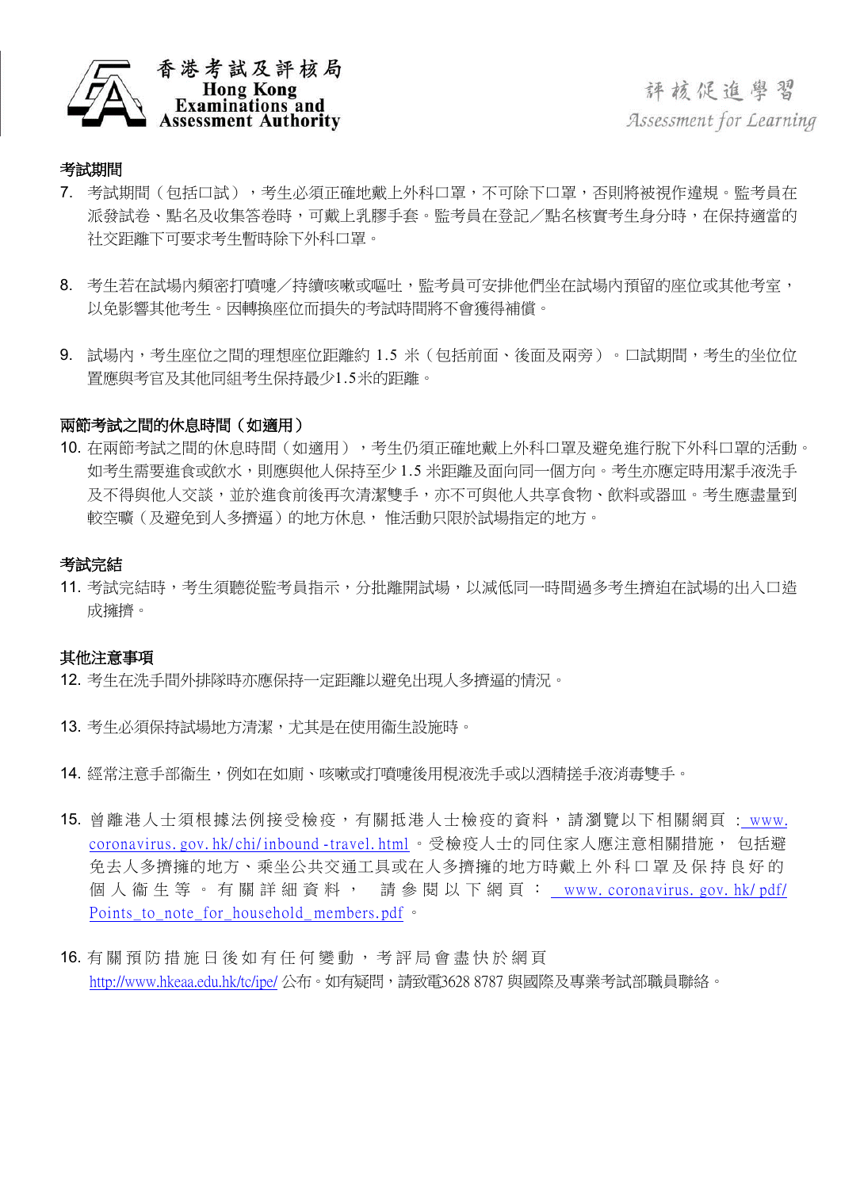**考試期間**

7. 考試期間（包括口試），考生必須正確地戴上外科口罩，不可除下口罩，否則將被視作違規。監考員在派發試卷、點名及收集答卷時，可戴上乳膠手套。監考員在登記／點名核實考生身分時，在保持適當的社交距離下可要求考生暫時除下外科口罩。

8. 考生若在試場內頻密打噴嚏／持續咳嗽或嘔吐，監考員可安排他們坐在試場內預留的座位或其他考室，以免影響其他考生。因轉換座位而損失的考試時間將不會獲得補償。

9. 試場內，考生座位之間的理想座位距離約 1.5 米（包括前面、後面及兩旁）。口試期間，考生的坐位位置應與考官及其他同組考生保持最少1.5米的距離。

**兩節考試之間的休息時間（如適用）**

10. 在兩節考試之間的休息時間（如適用），考生仍須正確地戴上外科口罩及避免進行脫下外科口罩的活動。如考生需要進食或飲水，則應與他人保持至少 1.5 米距離及面向同一個方向。考生亦應定時用潔手液洗手及不得與他人交談，並於進食前後再次清潔雙手，亦不可與他人共享食物、飲料或器皿。考生應盡量到較空曠（及避免到人多擠逼）的地方休息， 惟活動只限於試場指定的地方。

**考試完結**

11. 考試完結時，考生須聽從監考員指示，分批離開試場，以減低同一時間過多考生擠迫在試場的出入口造成擁擠。

**其他注意事項**

12. 考生在洗手間外排隊時亦應保持一定距離以避免出現人多擠逼的情況。

13. 考生必須保持試場地方清潔，尤其是在使用衞生設施時。

14. 經常注意手部衞生，例如在如廁、咳嗽或打噴嚏後用梘液洗手或以酒精搓手液消毒雙手。

15. 曾離港人士須根據法例接受檢疫，有關抵港人士檢疫的資料，請瀏覽以下相關網頁 : www.coronavirus.gov.hk/chi/inbound-travel.html。受檢疫人士的同住家人應注意相關措施， 包括避免去人多擠擁的地方、乘坐公共交通工具或在人多擠擁的地方時戴上外科口罩及保持良好的個人衞生等。有關詳細資料， 請參閱以下網頁： www.coronavirus.gov.hk/pdf/Points_to_note_for_household_members.pdf。

16. 有關預防措施日後如有任何變動，考評局會盡快於網頁 http://www.hkeaa.edu.hk/tc/ipe/ 公布。如有疑問，請致電3628 8787 與國際及專業考試部職員聯絡。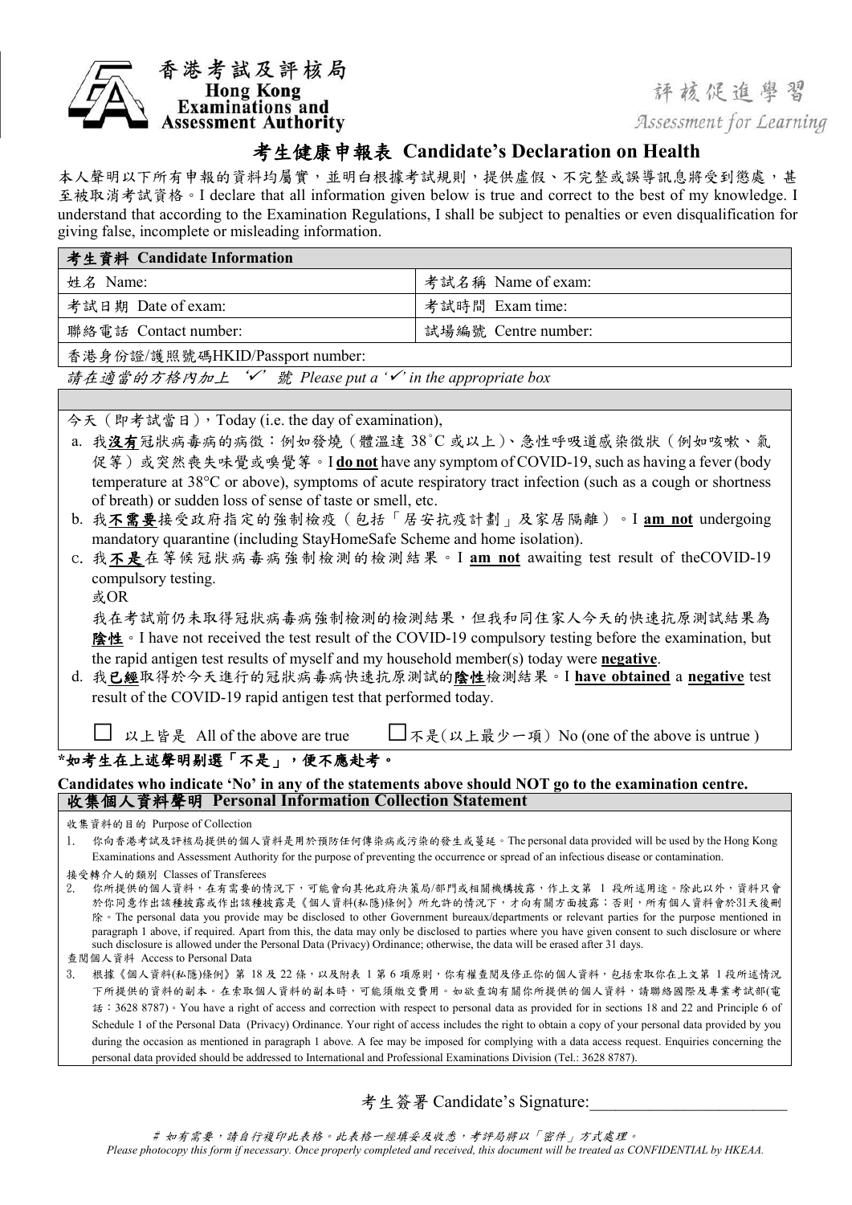香港考試及評核局
Hong Kong Examinations and Assessment Authority

評核促進學習
Assessment for Learning

# 考生健康申報表 Candidate's Declaration on Health

本人聲明以下所有申報的資料均屬實，並明白根據考試規則，提供虛假、不完整或誤導訊息將受到懲處，甚至被取消考試資格。I declare that all information given below is true and correct to the best of my knowledge. I understand that according to the Examination Regulations, I shall be subject to penalties or even disqualification for giving false, incomplete or misleading information.

## 考生資料 Candidate Information

| | |
|---|---|
| 姓名 Name: | 考試名稱 Name of exam: |
| 考試日期 Date of exam: | 考試時間 Exam time: |
| 聯絡電話 Contact number: | 試場編號 Centre number: |
| 香港身份證/護照號碼HKID/Passport number: | |

*請在適當的方格內加上 '✓' 號 Please put a '✓' in the appropriate box*

今天（即考試當日），Today (i.e. the day of examination),

a. 我**沒有**冠狀病毒病的病徵：例如發燒（體溫達 38˚C 或以上）、急性呼吸道感染徵狀（例如咳嗽、氣促等）或突然喪失味覺或嗅覺等。I **do not** have any symptom of COVID-19, such as having a fever (body temperature at 38°C or above), symptoms of acute respiratory tract infection (such as a cough or shortness of breath) or sudden loss of sense of taste or smell, etc.

b. 我**不需要**接受政府指定的強制檢疫（包括「居安抗疫計劃」及家居隔離）。I **am not** undergoing mandatory quarantine (including StayHomeSafe Scheme and home isolation).

c. 我**不是**在等候冠狀病毒病強制檢測的檢測結果。I **am not** awaiting test result of theCOVID-19 compulsory testing.

或OR

我在考試前仍未取得冠狀病毒病強制檢測的檢測結果，但我和同住家人今天的快速抗原測試結果為**陰性**。I have not received the test result of the COVID-19 compulsory testing before the examination, but the rapid antigen test results of myself and my household member(s) today were **negative**.

d. 我**已經**取得於今天進行的冠狀病毒病快速抗原測試的**陰性**檢測結果。I **have obtained** a **negative** test result of the COVID-19 rapid antigen test that performed today.

☐ 以上皆是 All of the above are true ☐ 不是(以上最少一項) No (one of the above is untrue )

**\*如考生在上述聲明剔選「不是」，便不應赴考。**

**Candidates who indicate 'No' in any of the statements above should NOT go to the examination centre.**

## 收集個人資料聲明 Personal Information Collection Statement

收集資料的目的 Purpose of Collection

1. 你向香港考試及評核局提供的個人資料是用於預防任何傳染病或污染的發生或蔓延。The personal data provided will be used by the Hong Kong Examinations and Assessment Authority for the purpose of preventing the occurrence or spread of an infectious disease or contamination.

接受轉介人的類別 Classes of Transferees

2. 你所提供的個人資料，在有需要的情況下，可能會向其他政府決策局/部門或相關機構披露，作上文第 1 段所述用途。除此以外，資料只會於你同意作出該種披露或作出該種披露是《個人資料(私隱)條例》所允許的情況下，才向有關方面披露；否則，所有個人資料會於31天後刪除。The personal data you provide may be disclosed to other Government bureaux/departments or relevant parties for the purpose mentioned in paragraph 1 above, if required. Apart from this, the data may only be disclosed to parties where you have given consent to such disclosure or where such disclosure is allowed under the Personal Data (Privacy) Ordinance; otherwise, the data will be erased after 31 days.

查閱個人資料 Access to Personal Data

3. 根據《個人資料(私隱)條例》第 18 及 22 條，以及附表 1 第 6 項原則，你有權查閱及修正你的個人資料，包括索取你在上文第 1 段所述情況下所提供的資料的副本。在索取個人資料的副本時，可能須繳交費用。如欲查詢有關你所提供的個人資料，請聯絡國際及專業考試部(電話：3628 8787)。You have a right of access and correction with respect to personal data as provided for in sections 18 and 22 and Principle 6 of Schedule 1 of the Personal Data (Privacy) Ordinance. Your right of access includes the right to obtain a copy of your personal data provided by you during the occasion as mentioned in paragraph 1 above. A fee may be imposed for complying with a data access request. Enquiries concerning the personal data provided should be addressed to International and Professional Examinations Division (Tel.: 3628 8787).

考生簽署 Candidate's Signature:\_\_\_\_\_\_\_\_\_\_\_\_\_\_\_\_\_\_\_\_\_\_\_\_

*# 如有需要，請自行複印此表格。此表格一經填妥及收悉，考評局將以「密件」方式處理。*
*Please photocopy this form if necessary. Once properly completed and received, this document will be treated as CONFIDENTIAL by HKEAA.*